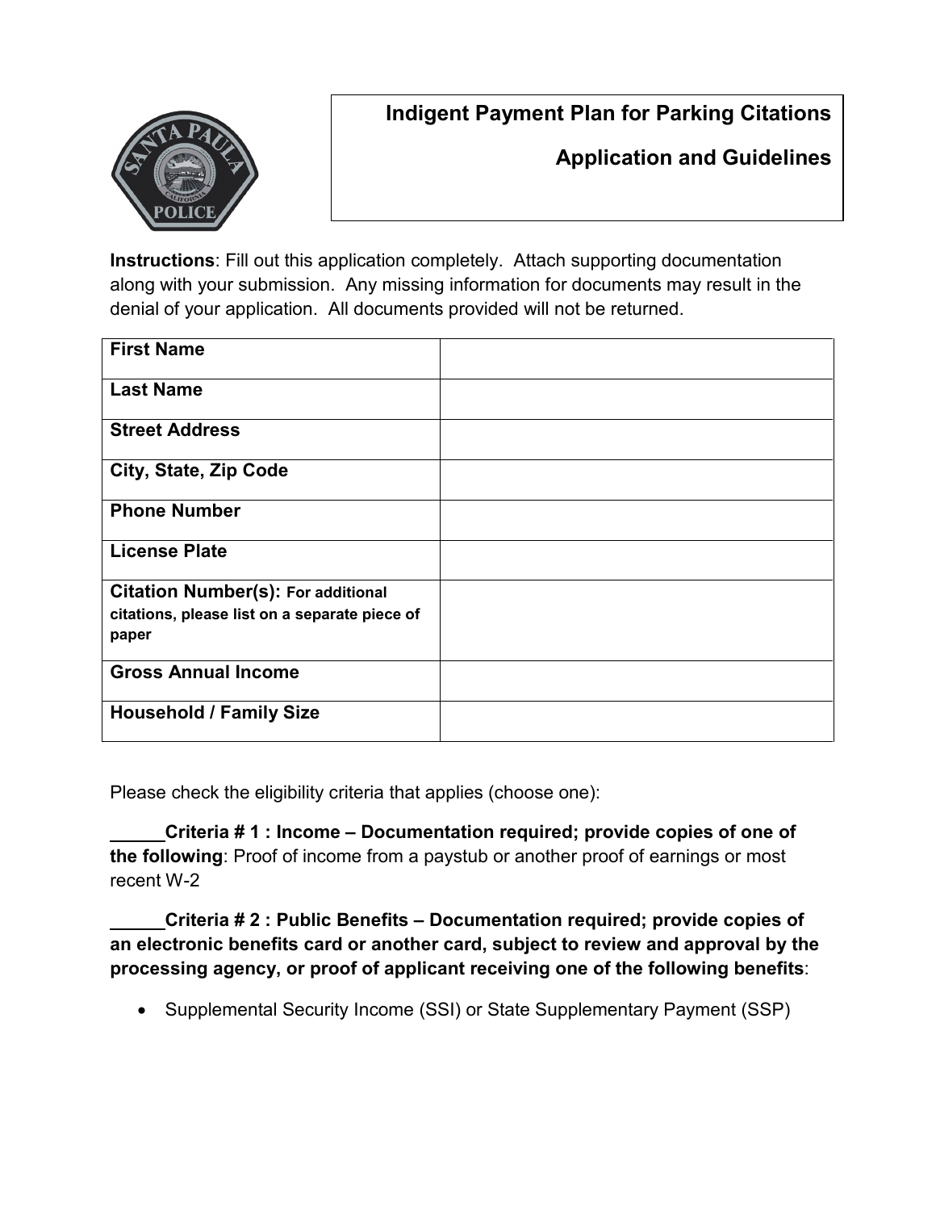# Indigent Payment Plan for Parking Citations

## Application and Guidelines

**Instructions**: Fill out this application completely. Attach supporting documentation along with your submission. Any missing information for documents may result in the denial of your application. All documents provided will not be returned.

| | |
|---|---|
| **First Name** | |
| **Last Name** | |
| **Street Address** | |
| **City, State, Zip Code** | |
| **Phone Number** | |
| **License Plate** | |
| **Citation Number(s): For additional citations, please list on a separate piece of paper** | |
| **Gross Annual Income** | |
| **Household / Family Size** | |

Please check the eligibility criteria that applies (choose one):

_____**Criteria # 1 : Income – Documentation required; provide copies of one of the following**: Proof of income from a paystub or another proof of earnings or most recent W-2

_____**Criteria # 2 : Public Benefits – Documentation required; provide copies of an electronic benefits card or another card, subject to review and approval by the processing agency, or proof of applicant receiving one of the following benefits**:

- Supplemental Security Income (SSI) or State Supplementary Payment (SSP)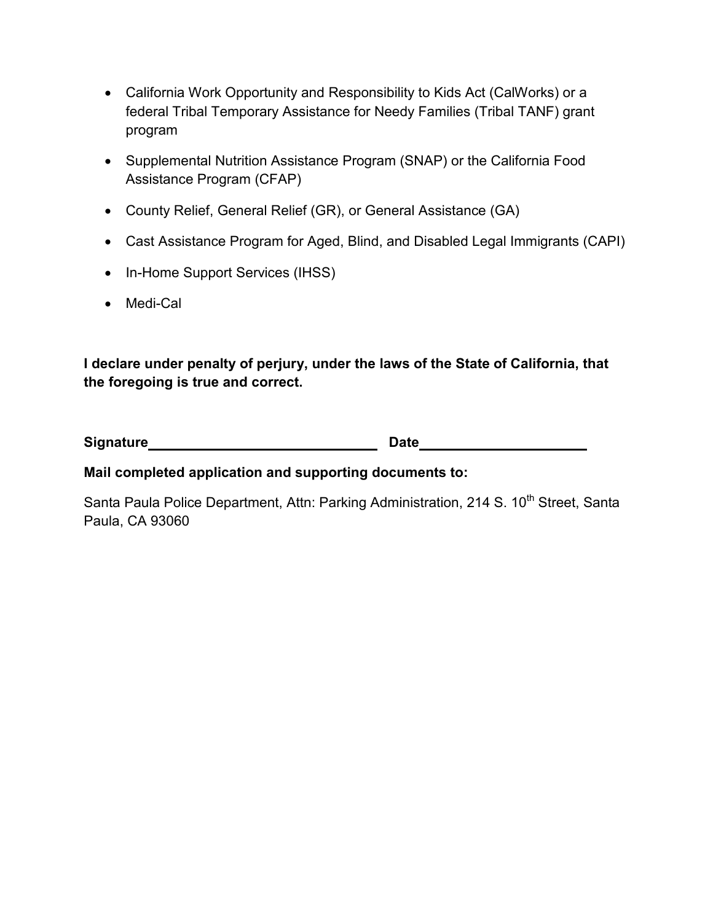- California Work Opportunity and Responsibility to Kids Act (CalWorks) or a federal Tribal Temporary Assistance for Needy Families (Tribal TANF) grant program
- Supplemental Nutrition Assistance Program (SNAP) or the California Food Assistance Program (CFAP)
- County Relief, General Relief (GR), or General Assistance (GA)
- Cast Assistance Program for Aged, Blind, and Disabled Legal Immigrants (CAPI)
- In-Home Support Services (IHSS)
- Medi-Cal

**I declare under penalty of perjury, under the laws of the State of California, that the foregoing is true and correct.**

**Signature**\_\_\_\_\_\_\_\_\_\_\_\_\_\_\_\_\_\_\_\_\_\_\_\_\_\_\_\_\_\_ **Date**\_\_\_\_\_\_\_\_\_\_\_\_\_\_\_\_\_\_\_\_\_\_

**Mail completed application and supporting documents to:**

Santa Paula Police Department, Attn: Parking Administration, 214 S. 10th Street, Santa Paula, CA 93060